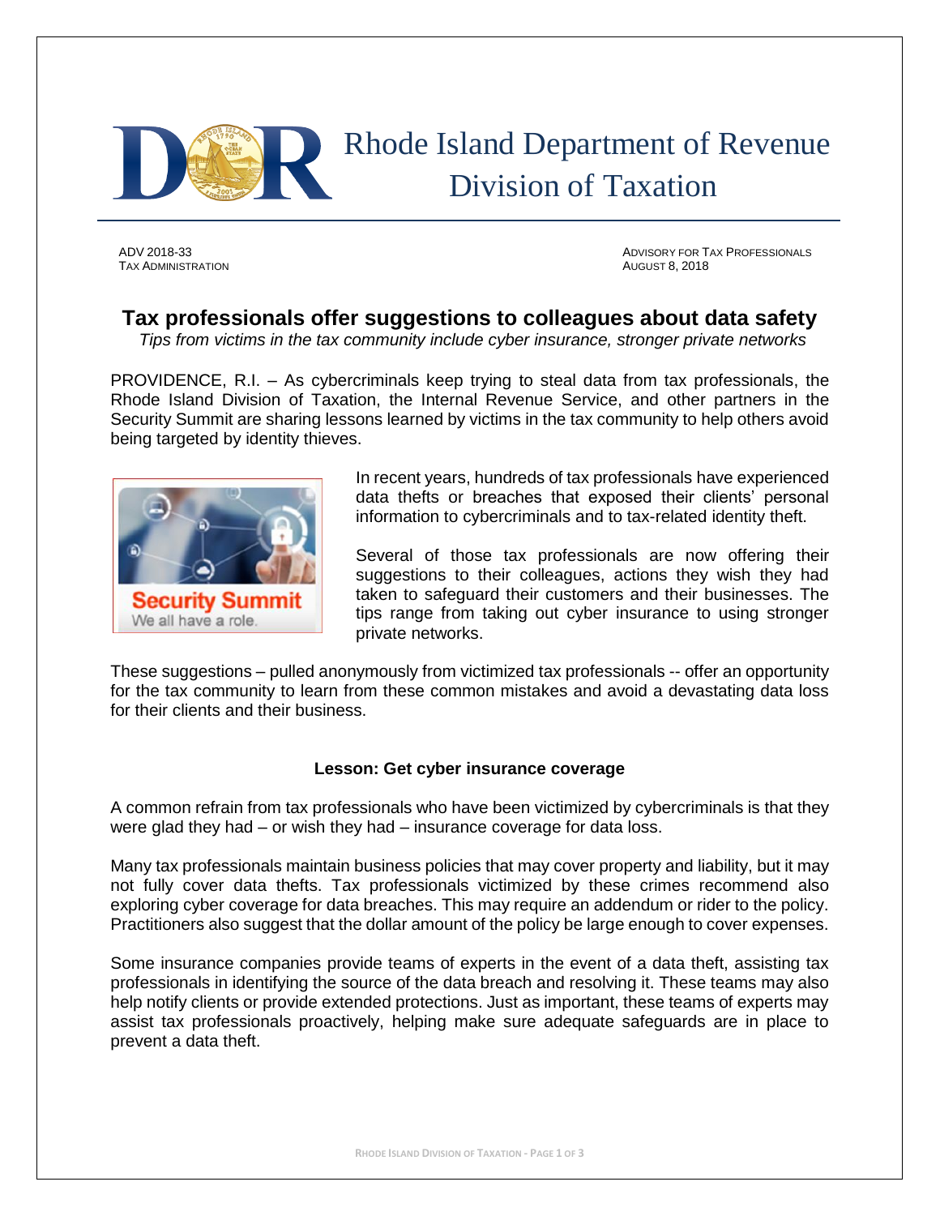Rhode Island Department of Revenue
Division of Taxation

ADV 2018-33
TAX ADMINISTRATION

ADVISORY FOR TAX PROFESSIONALS
AUGUST 8, 2018

# Tax professionals offer suggestions to colleagues about data safety

*Tips from victims in the tax community include cyber insurance, stronger private networks*

PROVIDENCE, R.I. – As cybercriminals keep trying to steal data from tax professionals, the Rhode Island Division of Taxation, the Internal Revenue Service, and other partners in the Security Summit are sharing lessons learned by victims in the tax community to help others avoid being targeted by identity thieves.

In recent years, hundreds of tax professionals have experienced data thefts or breaches that exposed their clients' personal information to cybercriminals and to tax-related identity theft.

Several of those tax professionals are now offering their suggestions to their colleagues, actions they wish they had taken to safeguard their customers and their businesses. The tips range from taking out cyber insurance to using stronger private networks.

These suggestions – pulled anonymously from victimized tax professionals -- offer an opportunity for the tax community to learn from these common mistakes and avoid a devastating data loss for their clients and their business.

**Lesson: Get cyber insurance coverage**

A common refrain from tax professionals who have been victimized by cybercriminals is that they were glad they had – or wish they had – insurance coverage for data loss.

Many tax professionals maintain business policies that may cover property and liability, but it may not fully cover data thefts. Tax professionals victimized by these crimes recommend also exploring cyber coverage for data breaches. This may require an addendum or rider to the policy. Practitioners also suggest that the dollar amount of the policy be large enough to cover expenses.

Some insurance companies provide teams of experts in the event of a data theft, assisting tax professionals in identifying the source of the data breach and resolving it. These teams may also help notify clients or provide extended protections. Just as important, these teams of experts may assist tax professionals proactively, helping make sure adequate safeguards are in place to prevent a data theft.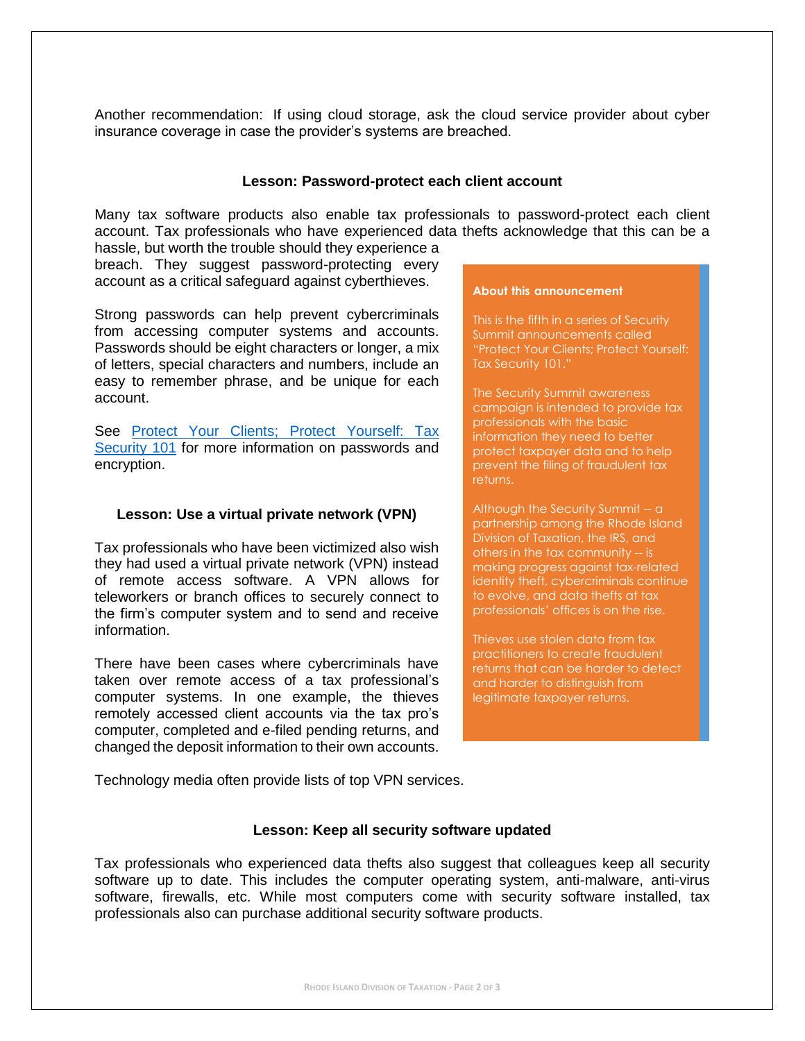Another recommendation: If using cloud storage, ask the cloud service provider about cyber insurance coverage in case the provider's systems are breached.

### Lesson: Password-protect each client account

Many tax software products also enable tax professionals to password-protect each client account. Tax professionals who have experienced data thefts acknowledge that this can be a hassle, but worth the trouble should they experience a breach. They suggest password-protecting every account as a critical safeguard against cyberthieves.

Strong passwords can help prevent cybercriminals from accessing computer systems and accounts. Passwords should be eight characters or longer, a mix of letters, special characters and numbers, include an easy to remember phrase, and be unique for each account.

See [Protect Your Clients; Protect Yourself: Tax Security 101]() for more information on passwords and encryption.

### Lesson: Use a virtual private network (VPN)

Tax professionals who have been victimized also wish they had used a virtual private network (VPN) instead of remote access software. A VPN allows for teleworkers or branch offices to securely connect to the firm's computer system and to send and receive information.

There have been cases where cybercriminals have taken over remote access of a tax professional's computer systems. In one example, the thieves remotely accessed client accounts via the tax pro's computer, completed and e-filed pending returns, and changed the deposit information to their own accounts.

Technology media often provide lists of top VPN services.

> **About this announcement**
>
> This is the fifth in a series of Security Summit announcements called "Protect Your Clients; Protect Yourself: Tax Security 101."
>
> The Security Summit awareness campaign is intended to provide tax professionals with the basic information they need to better protect taxpayer data and to help prevent the filing of fraudulent tax returns.
>
> Although the Security Summit -- a partnership among the Rhode Island Division of Taxation, the IRS, and others in the tax community -- is making progress against tax-related identity theft, cybercriminals continue to evolve, and data thefts at tax professionals' offices is on the rise.
>
> Thieves use stolen data from tax practitioners to create fraudulent returns that can be harder to detect and harder to distinguish from legitimate taxpayer returns.

### Lesson: Keep all security software updated

Tax professionals who experienced data thefts also suggest that colleagues keep all security software up to date. This includes the computer operating system, anti-malware, anti-virus software, firewalls, etc. While most computers come with security software installed, tax professionals also can purchase additional security software products.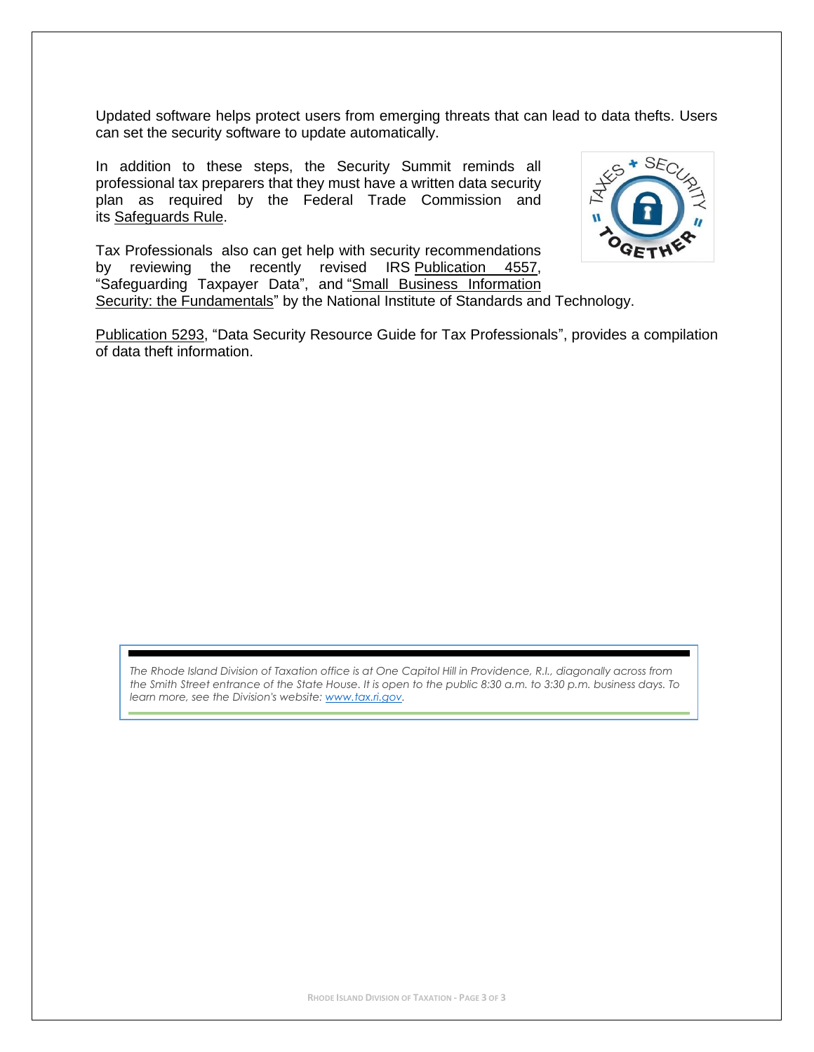Updated software helps protect users from emerging threats that can lead to data thefts. Users can set the security software to update automatically.

In addition to these steps, the Security Summit reminds all professional tax preparers that they must have a written data security plan as required by the Federal Trade Commission and its Safeguards Rule.

Tax Professionals also can get help with security recommendations by reviewing the recently revised IRS Publication 4557, "Safeguarding Taxpayer Data", and "Small Business Information Security: the Fundamentals" by the National Institute of Standards and Technology.

Publication 5293, "Data Security Resource Guide for Tax Professionals", provides a compilation of data theft information.

*The Rhode Island Division of Taxation office is at One Capitol Hill in Providence, R.I., diagonally across from the Smith Street entrance of the State House. It is open to the public 8:30 a.m. to 3:30 p.m. business days. To learn more, see the Division's website: www.tax.ri.gov.*